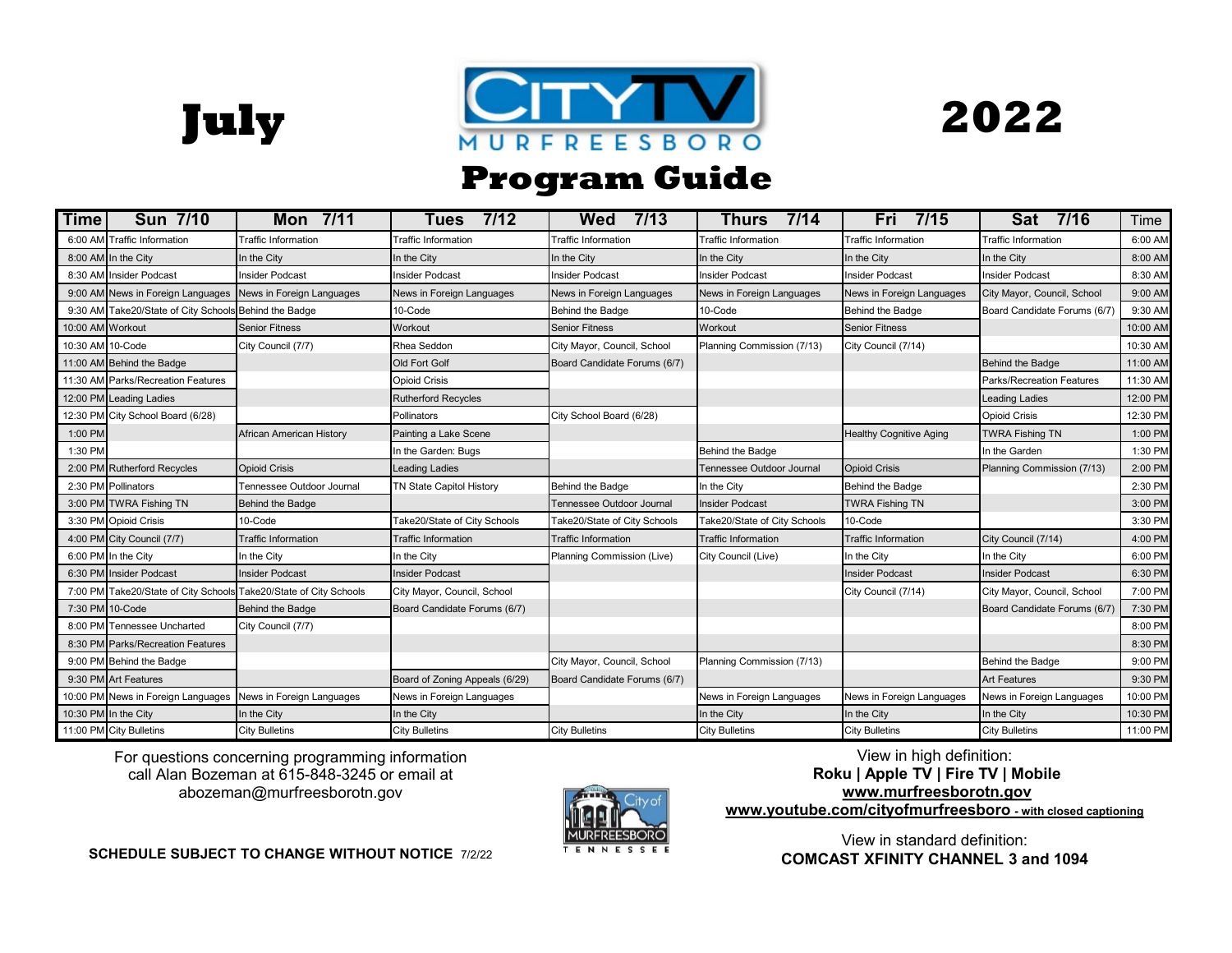# July — CITY TV MURFREESBORO — 2022

# Program Guide

| Time | Sun 7/10 | Mon 7/11 | Tues 7/12 | Wed 7/13 | Thurs 7/14 | Fri 7/15 | Sat 7/16 | Time |
|---|---|---|---|---|---|---|---|---|
| 6:00 AM | Traffic Information | Traffic Information | Traffic Information | Traffic Information | Traffic Information | Traffic Information | Traffic Information | 6:00 AM |
| 8:00 AM | In the City | In the City | In the City | In the City | In the City | In the City | In the City | 8:00 AM |
| 8:30 AM | Insider Podcast | Insider Podcast | Insider Podcast | Insider Podcast | Insider Podcast | Insider Podcast | Insider Podcast | 8:30 AM |
| 9:00 AM | News in Foreign Languages | News in Foreign Languages | News in Foreign Languages | News in Foreign Languages | News in Foreign Languages | News in Foreign Languages | City Mayor, Council, School | 9:00 AM |
| 9:30 AM | Take20/State of City Schools | Behind the Badge | 10-Code | Behind the Badge | 10-Code | Behind the Badge | Board Candidate Forums (6/7) | 9:30 AM |
| 10:00 AM | Workout | Senior Fitness | Workout | Senior Fitness | Workout | Senior Fitness | | 10:00 AM |
| 10:30 AM | 10-Code | City Council (7/7) | Rhea Seddon | City Mayor, Council, School | Planning Commission (7/13) | City Council (7/14) | | 10:30 AM |
| 11:00 AM | Behind the Badge | | Old Fort Golf | Board Candidate Forums (6/7) | | | Behind the Badge | 11:00 AM |
| 11:30 AM | Parks/Recreation Features | | Opioid Crisis | | | | Parks/Recreation Features | 11:30 AM |
| 12:00 PM | Leading Ladies | | Rutherford Recycles | | | | Leading Ladies | 12:00 PM |
| 12:30 PM | City School Board (6/28) | | Pollinators | City School Board (6/28) | | | Opioid Crisis | 12:30 PM |
| 1:00 PM | | African American History | Painting a Lake Scene | | | Healthy Cognitive Aging | TWRA Fishing TN | 1:00 PM |
| 1:30 PM | | | In the Garden: Bugs | | Behind the Badge | | In the Garden | 1:30 PM |
| 2:00 PM | Rutherford Recycles | Opioid Crisis | Leading Ladies | | Tennessee Outdoor Journal | Opioid Crisis | Planning Commission (7/13) | 2:00 PM |
| 2:30 PM | Pollinators | Tennessee Outdoor Journal | TN State Capitol History | Behind the Badge | In the City | Behind the Badge | | 2:30 PM |
| 3:00 PM | TWRA Fishing TN | Behind the Badge | | Tennessee Outdoor Journal | Insider Podcast | TWRA Fishing TN | | 3:00 PM |
| 3:30 PM | Opioid Crisis | 10-Code | Take20/State of City Schools | Take20/State of City Schools | Take20/State of City Schools | 10-Code | | 3:30 PM |
| 4:00 PM | City Council (7/7) | Traffic Information | Traffic Information | Traffic Information | Traffic Information | Traffic Information | City Council (7/14) | 4:00 PM |
| 6:00 PM | In the City | In the City | In the City | Planning Commission (Live) | City Council (Live) | In the City | In the City | 6:00 PM |
| 6:30 PM | Insider Podcast | Insider Podcast | Insider Podcast | | | Insider Podcast | Insider Podcast | 6:30 PM |
| 7:00 PM | Take20/State of City Schools | Take20/State of City Schools | City Mayor, Council, School | | | City Council (7/14) | City Mayor, Council, School | 7:00 PM |
| 7:30 PM | 10-Code | Behind the Badge | Board Candidate Forums (6/7) | | | | Board Candidate Forums (6/7) | 7:30 PM |
| 8:00 PM | Tennessee Uncharted | City Council (7/7) | | | | | | 8:00 PM |
| 8:30 PM | Parks/Recreation Features | | | | | | | 8:30 PM |
| 9:00 PM | Behind the Badge | | | City Mayor, Council, School | Planning Commission (7/13) | | Behind the Badge | 9:00 PM |
| 9:30 PM | Art Features | | Board of Zoning Appeals (6/29) | Board Candidate Forums (6/7) | | | Art Features | 9:30 PM |
| 10:00 PM | News in Foreign Languages | News in Foreign Languages | News in Foreign Languages | | News in Foreign Languages | News in Foreign Languages | News in Foreign Languages | 10:00 PM |
| 10:30 PM | In the City | In the City | In the City | | In the City | In the City | In the City | 10:30 PM |
| 11:00 PM | City Bulletins | City Bulletins | City Bulletins | City Bulletins | City Bulletins | City Bulletins | City Bulletins | 11:00 PM |

For questions concerning programming information call Alan Bozeman at 615-848-3245 or email at abozeman@murfreesborotn.gov

**SCHEDULE SUBJECT TO CHANGE WITHOUT NOTICE** 7/2/22

View in high definition:
**Roku | Apple TV | Fire TV | Mobile**
**www.murfreesborotn.gov**
**www.youtube.com/cityofmurfreesboro - with closed captioning**

View in standard definition:
**COMCAST XFINITY CHANNEL 3 and 1094**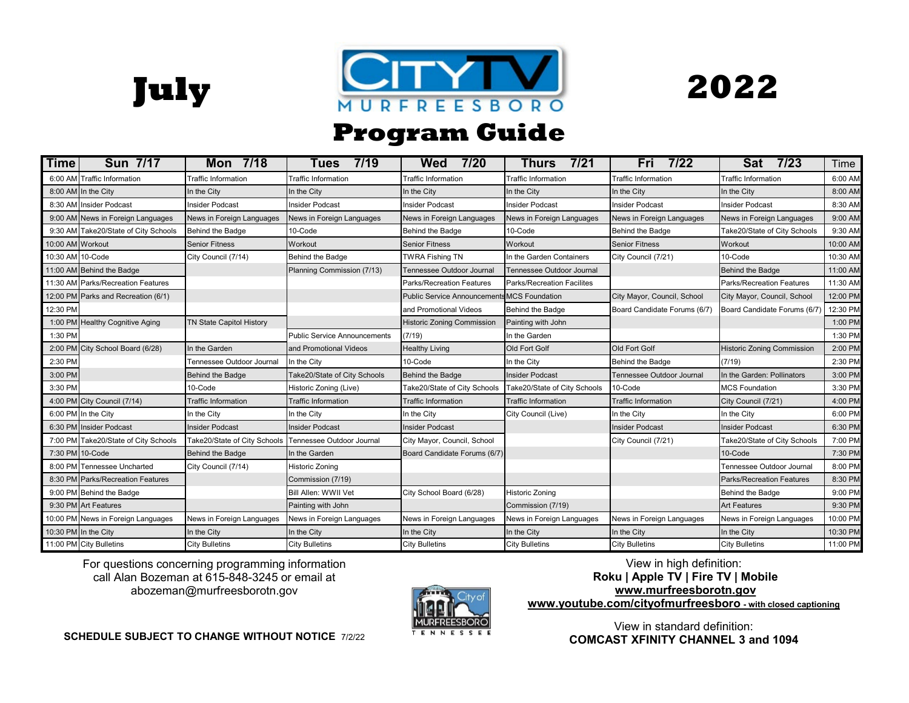# July 2022

## CityTV Murfreesboro Program Guide

| Time | Sun 7/17 | Mon 7/18 | Tues 7/19 | Wed 7/20 | Thurs 7/21 | Fri 7/22 | Sat 7/23 | Time |
|---|---|---|---|---|---|---|---|---|
| 6:00 AM | Traffic Information | Traffic Information | Traffic Information | Traffic Information | Traffic Information | Traffic Information | Traffic Information | 6:00 AM |
| 8:00 AM | In the City | In the City | In the City | In the City | In the City | In the City | In the City | 8:00 AM |
| 8:30 AM | Insider Podcast | Insider Podcast | Insider Podcast | Insider Podcast | Insider Podcast | Insider Podcast | Insider Podcast | 8:30 AM |
| 9:00 AM | News in Foreign Languages | News in Foreign Languages | News in Foreign Languages | News in Foreign Languages | News in Foreign Languages | News in Foreign Languages | News in Foreign Languages | 9:00 AM |
| 9:30 AM | Take20/State of City Schools | Behind the Badge | 10-Code | Behind the Badge | 10-Code | Behind the Badge | Take20/State of City Schools | 9:30 AM |
| 10:00 AM | Workout | Senior Fitness | Workout | Senior Fitness | Workout | Senior Fitness | Workout | 10:00 AM |
| 10:30 AM | 10-Code | City Council (7/14) | Behind the Badge | TWRA Fishing TN | In the Garden Containers | City Council (7/21) | 10-Code | 10:30 AM |
| 11:00 AM | Behind the Badge | | Planning Commission (7/13) | Tennessee Outdoor Journal | Tennessee Outdoor Journal | | Behind the Badge | 11:00 AM |
| 11:30 AM | Parks/Recreation Features | | | Parks/Recreation Features | Parks/Recreation Facilites | | Parks/Recreation Features | 11:30 AM |
| 12:00 PM | Parks and Recreation (6/1) | | | Public Service Announcements | MCS Foundation | City Mayor, Council, School | City Mayor, Council, School | 12:00 PM |
| 12:30 PM | | | | and Promotional Videos | Behind the Badge | Board Candidate Forums (6/7) | Board Candidate Forums (6/7) | 12:30 PM |
| 1:00 PM | Healthy Cognitive Aging | TN State Capitol History | | Historic Zoning Commission | Painting with John | | | 1:00 PM |
| 1:30 PM | | | Public Service Announcements | (7/19) | In the Garden | | | 1:30 PM |
| 2:00 PM | City School Board (6/28) | In the Garden | and Promotional Videos | Healthy Living | Old Fort Golf | Old Fort Golf | Historic Zoning Commission | 2:00 PM |
| 2:30 PM | | Tennessee Outdoor Journal | In the City | 10-Code | In the City | Behind the Badge | (7/19) | 2:30 PM |
| 3:00 PM | | Behind the Badge | Take20/State of City Schools | Behind the Badge | Insider Podcast | Tennessee Outdoor Journal | In the Garden: Pollinators | 3:00 PM |
| 3:30 PM | | 10-Code | Historic Zoning (Live) | Take20/State of City Schools | Take20/State of City Schools | 10-Code | MCS Foundation | 3:30 PM |
| 4:00 PM | City Council (7/14) | Traffic Information | Traffic Information | Traffic Information | Traffic Information | Traffic Information | City Council (7/21) | 4:00 PM |
| 6:00 PM | In the City | In the City | In the City | In the City | City Council (Live) | In the City | In the City | 6:00 PM |
| 6:30 PM | Insider Podcast | Insider Podcast | Insider Podcast | Insider Podcast | | Insider Podcast | Insider Podcast | 6:30 PM |
| 7:00 PM | Take20/State of City Schools | Take20/State of City Schools | Tennessee Outdoor Journal | City Mayor, Council, School | | City Council (7/21) | Take20/State of City Schools | 7:00 PM |
| 7:30 PM | 10-Code | Behind the Badge | In the Garden | Board Candidate Forums (6/7) | | | 10-Code | 7:30 PM |
| 8:00 PM | Tennessee Uncharted | City Council (7/14) | Historic Zoning | | | | Tennessee Outdoor Journal | 8:00 PM |
| 8:30 PM | Parks/Recreation Features | | Commission (7/19) | | | | Parks/Recreation Features | 8:30 PM |
| 9:00 PM | Behind the Badge | | Bill Allen: WWII Vet | City School Board (6/28) | Historic Zoning | | Behind the Badge | 9:00 PM |
| 9:30 PM | Art Features | | Painting with John | | Commission (7/19) | | Art Features | 9:30 PM |
| 10:00 PM | News in Foreign Languages | News in Foreign Languages | News in Foreign Languages | News in Foreign Languages | News in Foreign Languages | News in Foreign Languages | News in Foreign Languages | 10:00 PM |
| 10:30 PM | In the City | In the City | In the City | In the City | In the City | In the City | In the City | 10:30 PM |
| 11:00 PM | City Bulletins | City Bulletins | City Bulletins | City Bulletins | City Bulletins | City Bulletins | City Bulletins | 11:00 PM |

For questions concerning programming information call Alan Bozeman at 615-848-3245 or email at abozeman@murfreesborotn.gov

**SCHEDULE SUBJECT TO CHANGE WITHOUT NOTICE** 7/2/22

View in high definition:
**Roku | Apple TV | Fire TV | Mobile**
**www.murfreesborotn.gov**
**www.youtube.com/cityofmurfreesboro - with closed captioning**

View in standard definition:
**COMCAST XFINITY CHANNEL 3 and 1094**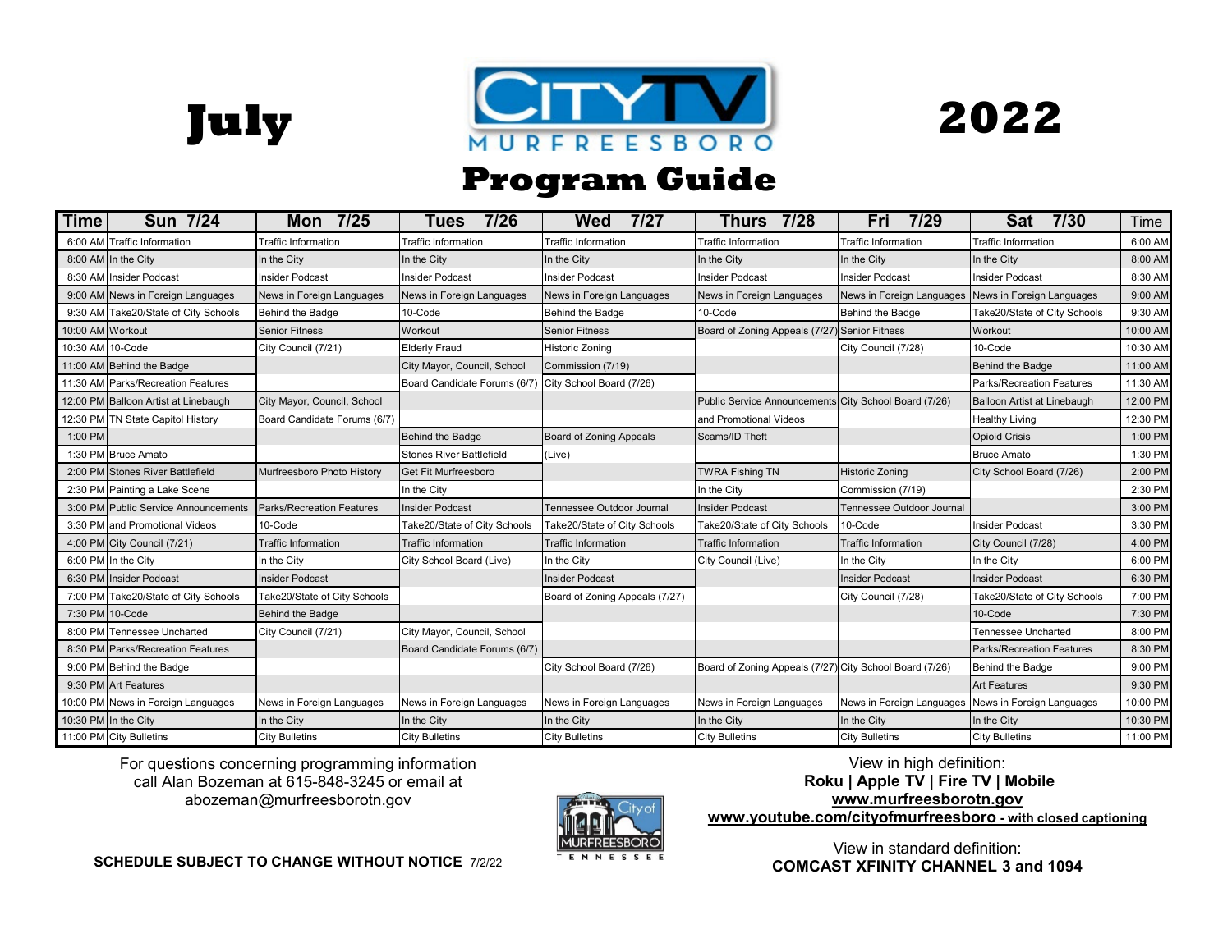# July 2022

## CITYTV MURFREESBORO Program Guide

| Time | Sun 7/24 | Mon 7/25 | Tues 7/26 | Wed 7/27 | Thurs 7/28 | Fri 7/29 | Sat 7/30 | Time |
|---|---|---|---|---|---|---|---|---|
| 6:00 AM | Traffic Information | Traffic Information | Traffic Information | Traffic Information | Traffic Information | Traffic Information | Traffic Information | 6:00 AM |
| 8:00 AM | In the City | In the City | In the City | In the City | In the City | In the City | In the City | 8:00 AM |
| 8:30 AM | Insider Podcast | Insider Podcast | Insider Podcast | Insider Podcast | Insider Podcast | Insider Podcast | Insider Podcast | 8:30 AM |
| 9:00 AM | News in Foreign Languages | News in Foreign Languages | News in Foreign Languages | News in Foreign Languages | News in Foreign Languages | News in Foreign Languages | News in Foreign Languages | 9:00 AM |
| 9:30 AM | Take20/State of City Schools | Behind the Badge | 10-Code | Behind the Badge | 10-Code | Behind the Badge | Take20/State of City Schools | 9:30 AM |
| 10:00 AM | Workout | Senior Fitness | Workout | Senior Fitness | Board of Zoning Appeals (7/27) | Senior Fitness | Workout | 10:00 AM |
| 10:30 AM | 10-Code | City Council (7/21) | Elderly Fraud | Historic Zoning | | City Council (7/28) | 10-Code | 10:30 AM |
| 11:00 AM | Behind the Badge | | City Mayor, Council, School | Commission (7/19) | | | Behind the Badge | 11:00 AM |
| 11:30 AM | Parks/Recreation Features | | Board Candidate Forums (6/7) | City School Board (7/26) | | | Parks/Recreation Features | 11:30 AM |
| 12:00 PM | Balloon Artist at Linebaugh | City Mayor, Council, School | | | Public Service Announcements | City School Board (7/26) | Balloon Artist at Linebaugh | 12:00 PM |
| 12:30 PM | TN State Capitol History | Board Candidate Forums (6/7) | | | and Promotional Videos | | Healthy Living | 12:30 PM |
| 1:00 PM | | | Behind the Badge | Board of Zoning Appeals | Scams/ID Theft | | Opioid Crisis | 1:00 PM |
| 1:30 PM | Bruce Amato | | Stones River Battlefield | (Live) | | | Bruce Amato | 1:30 PM |
| 2:00 PM | Stones River Battlefield | Murfreesboro Photo History | Get Fit Murfreesboro | | TWRA Fishing TN | Historic Zoning | City School Board (7/26) | 2:00 PM |
| 2:30 PM | Painting a Lake Scene | | In the City | | In the City | Commission (7/19) | | 2:30 PM |
| 3:00 PM | Public Service Announcements | Parks/Recreation Features | Insider Podcast | Tennessee Outdoor Journal | Insider Podcast | Tennessee Outdoor Journal | | 3:00 PM |
| 3:30 PM | and Promotional Videos | 10-Code | Take20/State of City Schools | Take20/State of City Schools | Take20/State of City Schools | 10-Code | Insider Podcast | 3:30 PM |
| 4:00 PM | City Council (7/21) | Traffic Information | Traffic Information | Traffic Information | Traffic Information | Traffic Information | City Council (7/28) | 4:00 PM |
| 6:00 PM | In the City | In the City | City School Board (Live) | In the City | City Council (Live) | In the City | In the City | 6:00 PM |
| 6:30 PM | Insider Podcast | Insider Podcast | | Insider Podcast | | Insider Podcast | Insider Podcast | 6:30 PM |
| 7:00 PM | Take20/State of City Schools | Take20/State of City Schools | | Board of Zoning Appeals (7/27) | | City Council (7/28) | Take20/State of City Schools | 7:00 PM |
| 7:30 PM | 10-Code | Behind the Badge | | | | | 10-Code | 7:30 PM |
| 8:00 PM | Tennessee Uncharted | City Council (7/21) | City Mayor, Council, School | | | | Tennessee Uncharted | 8:00 PM |
| 8:30 PM | Parks/Recreation Features | | Board Candidate Forums (6/7) | | | | Parks/Recreation Features | 8:30 PM |
| 9:00 PM | Behind the Badge | | | City School Board (7/26) | Board of Zoning Appeals (7/27) | City School Board (7/26) | Behind the Badge | 9:00 PM |
| 9:30 PM | Art Features | | | | | | Art Features | 9:30 PM |
| 10:00 PM | News in Foreign Languages | News in Foreign Languages | News in Foreign Languages | News in Foreign Languages | News in Foreign Languages | News in Foreign Languages | News in Foreign Languages | 10:00 PM |
| 10:30 PM | In the City | In the City | In the City | In the City | In the City | In the City | In the City | 10:30 PM |
| 11:00 PM | City Bulletins | City Bulletins | City Bulletins | City Bulletins | City Bulletins | City Bulletins | City Bulletins | 11:00 PM |

For questions concerning programming information call Alan Bozeman at 615-848-3245 or email at abozeman@murfreesborotn.gov

**SCHEDULE SUBJECT TO CHANGE WITHOUT NOTICE** 7/2/22

View in high definition:
**Roku | Apple TV | Fire TV | Mobile**
**www.murfreesborotn.gov**
**www.youtube.com/cityofmurfreesboro - with closed captioning**

View in standard definition:
**COMCAST XFINITY CHANNEL 3 and 1094**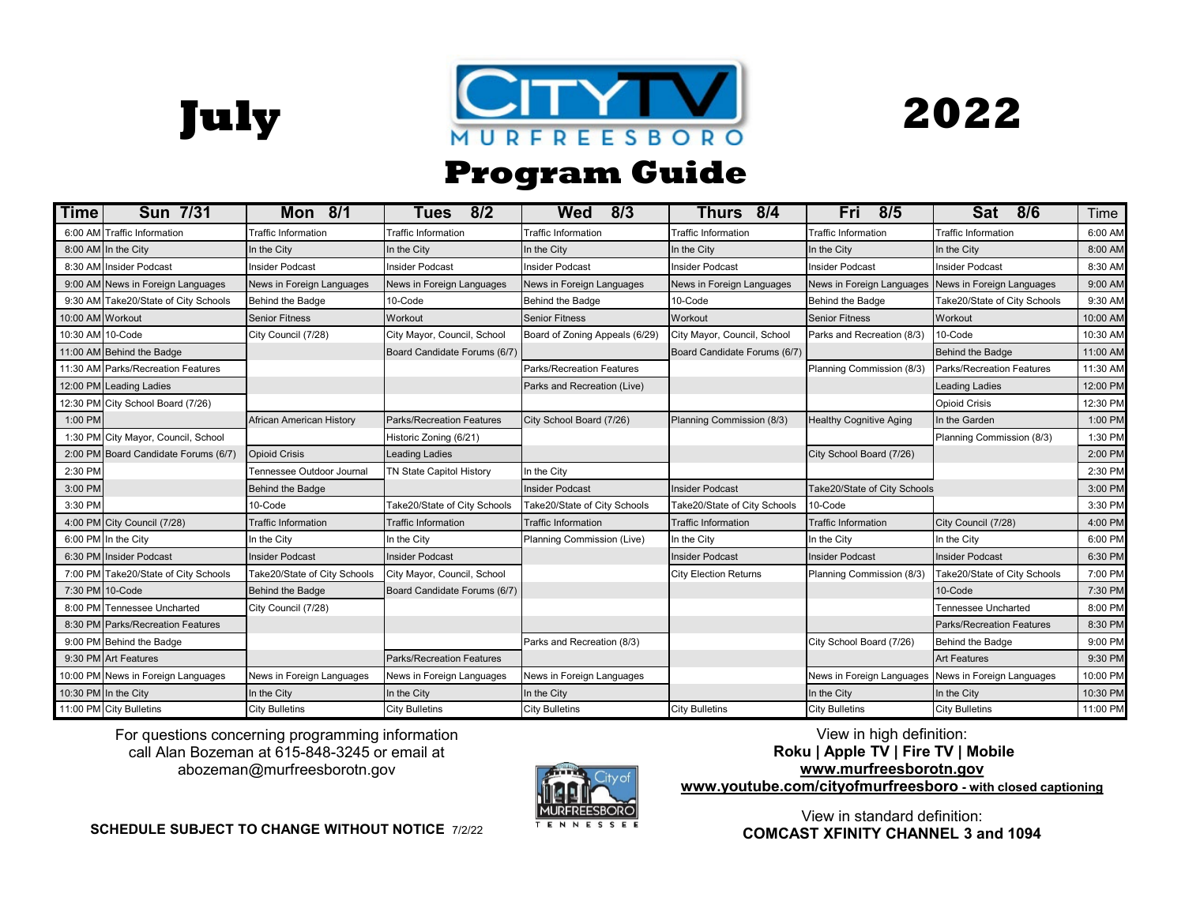# July 2022

CITY TV MURFREESBORO

# Program Guide

| Time | Sun 7/31 | Mon 8/1 | Tues 8/2 | Wed 8/3 | Thurs 8/4 | Fri 8/5 | Sat 8/6 | Time |
|---|---|---|---|---|---|---|---|---|
| 6:00 AM | Traffic Information | Traffic Information | Traffic Information | Traffic Information | Traffic Information | Traffic Information | Traffic Information | 6:00 AM |
| 8:00 AM | In the City | In the City | In the City | In the City | In the City | In the City | In the City | 8:00 AM |
| 8:30 AM | Insider Podcast | Insider Podcast | Insider Podcast | Insider Podcast | Insider Podcast | Insider Podcast | Insider Podcast | 8:30 AM |
| 9:00 AM | News in Foreign Languages | News in Foreign Languages | News in Foreign Languages | News in Foreign Languages | News in Foreign Languages | News in Foreign Languages | News in Foreign Languages | 9:00 AM |
| 9:30 AM | Take20/State of City Schools | Behind the Badge | 10-Code | Behind the Badge | 10-Code | Behind the Badge | Take20/State of City Schools | 9:30 AM |
| 10:00 AM | Workout | Senior Fitness | Workout | Senior Fitness | Workout | Senior Fitness | Workout | 10:00 AM |
| 10:30 AM | 10-Code | City Council (7/28) | City Mayor, Council, School | Board of Zoning Appeals (6/29) | City Mayor, Council, School | Parks and Recreation (8/3) | 10-Code | 10:30 AM |
| 11:00 AM | Behind the Badge | | Board Candidate Forums (6/7) | | Board Candidate Forums (6/7) | | Behind the Badge | 11:00 AM |
| 11:30 AM | Parks/Recreation Features | | | Parks/Recreation Features | | Planning Commission (8/3) | Parks/Recreation Features | 11:30 AM |
| 12:00 PM | Leading Ladies | | | Parks and Recreation (Live) | | | Leading Ladies | 12:00 PM |
| 12:30 PM | City School Board (7/26) | | | | | | Opioid Crisis | 12:30 PM |
| 1:00 PM | | African American History | Parks/Recreation Features | City School Board (7/26) | Planning Commission (8/3) | Healthy Cognitive Aging | In the Garden | 1:00 PM |
| 1:30 PM | City Mayor, Council, School | | Historic Zoning (6/21) | | | | Planning Commission (8/3) | 1:30 PM |
| 2:00 PM | Board Candidate Forums (6/7) | Opioid Crisis | Leading Ladies | | | City School Board (7/26) | | 2:00 PM |
| 2:30 PM | | Tennessee Outdoor Journal | TN State Capitol History | In the City | | | | 2:30 PM |
| 3:00 PM | | Behind the Badge | | Insider Podcast | Insider Podcast | Take20/State of City Schools | | 3:00 PM |
| 3:30 PM | | 10-Code | Take20/State of City Schools | Take20/State of City Schools | Take20/State of City Schools | 10-Code | | 3:30 PM |
| 4:00 PM | City Council (7/28) | Traffic Information | Traffic Information | Traffic Information | Traffic Information | Traffic Information | City Council (7/28) | 4:00 PM |
| 6:00 PM | In the City | In the City | In the City | Planning Commission (Live) | In the City | In the City | In the City | 6:00 PM |
| 6:30 PM | Insider Podcast | Insider Podcast | Insider Podcast | | Insider Podcast | Insider Podcast | Insider Podcast | 6:30 PM |
| 7:00 PM | Take20/State of City Schools | Take20/State of City Schools | City Mayor, Council, School | | City Election Returns | Planning Commission (8/3) | Take20/State of City Schools | 7:00 PM |
| 7:30 PM | 10-Code | Behind the Badge | Board Candidate Forums (6/7) | | | | 10-Code | 7:30 PM |
| 8:00 PM | Tennessee Uncharted | City Council (7/28) | | | | | Tennessee Uncharted | 8:00 PM |
| 8:30 PM | Parks/Recreation Features | | | | | | Parks/Recreation Features | 8:30 PM |
| 9:00 PM | Behind the Badge | | | Parks and Recreation (8/3) | | City School Board (7/26) | Behind the Badge | 9:00 PM |
| 9:30 PM | Art Features | | Parks/Recreation Features | | | | Art Features | 9:30 PM |
| 10:00 PM | News in Foreign Languages | News in Foreign Languages | News in Foreign Languages | News in Foreign Languages | | News in Foreign Languages | News in Foreign Languages | 10:00 PM |
| 10:30 PM | In the City | In the City | In the City | In the City | | In the City | In the City | 10:30 PM |
| 11:00 PM | City Bulletins | City Bulletins | City Bulletins | City Bulletins | City Bulletins | City Bulletins | City Bulletins | 11:00 PM |

For questions concerning programming information call Alan Bozeman at 615-848-3245 or email at abozeman@murfreesborotn.gov

**SCHEDULE SUBJECT TO CHANGE WITHOUT NOTICE** 7/2/22

City of MURFREESBORO TENNESSEE

View in high definition:
**Roku | Apple TV | Fire TV | Mobile**
**www.murfreesborotn.gov**
**www.youtube.com/cityofmurfreesboro - with closed captioning**

View in standard definition:
**COMCAST XFINITY CHANNEL 3 and 1094**